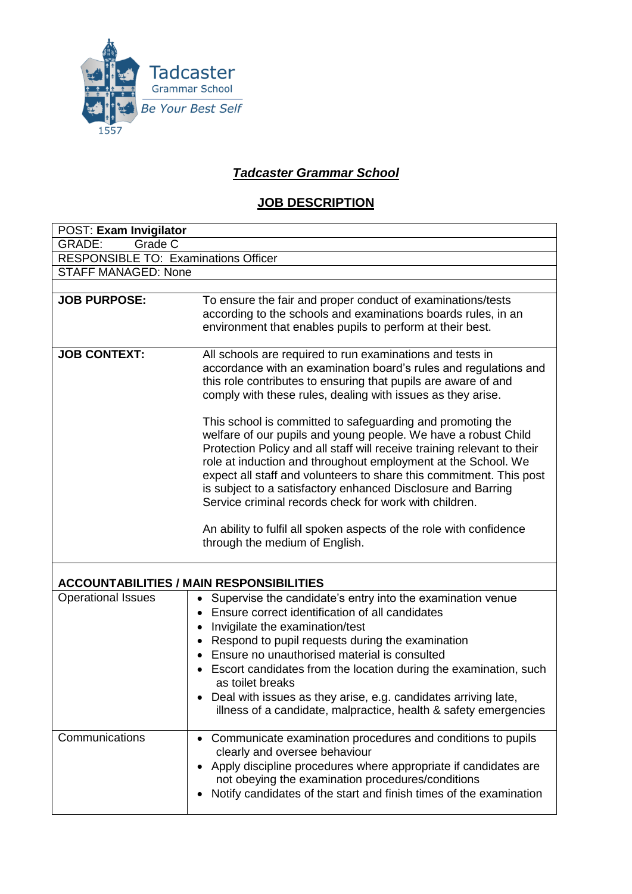Tadcaster Grammar School

Be Your Best Self

1557

# *Tadcaster Grammar School*

## JOB DESCRIPTION

| POST: **Exam Invigilator** | |
|---|---|
| GRADE: Grade C | |
| RESPONSIBLE TO: Examinations Officer | |
| STAFF MANAGED: None | |
| **JOB PURPOSE:** | To ensure the fair and proper conduct of examinations/tests according to the schools and examinations boards rules, in an environment that enables pupils to perform at their best. |
| **JOB CONTEXT:** | All schools are required to run examinations and tests in accordance with an examination board's rules and regulations and this role contributes to ensuring that pupils are aware of and comply with these rules, dealing with issues as they arise.<br><br>This school is committed to safeguarding and promoting the welfare of our pupils and young people. We have a robust Child Protection Policy and all staff will receive training relevant to their role at induction and throughout employment at the School. We expect all staff and volunteers to share this commitment. This post is subject to a satisfactory enhanced Disclosure and Barring Service criminal records check for work with children.<br><br>An ability to fulfil all spoken aspects of the role with confidence through the medium of English. |
| **ACCOUNTABILITIES / MAIN RESPONSIBILITIES** | |
| Operational Issues | • Supervise the candidate's entry into the examination venue<br>• Ensure correct identification of all candidates<br>• Invigilate the examination/test<br>• Respond to pupil requests during the examination<br>• Ensure no unauthorised material is consulted<br>• Escort candidates from the location during the examination, such as toilet breaks<br>• Deal with issues as they arise, e.g. candidates arriving late, illness of a candidate, malpractice, health & safety emergencies |
| Communications | • Communicate examination procedures and conditions to pupils clearly and oversee behaviour<br>• Apply discipline procedures where appropriate if candidates are not obeying the examination procedures/conditions<br>• Notify candidates of the start and finish times of the examination |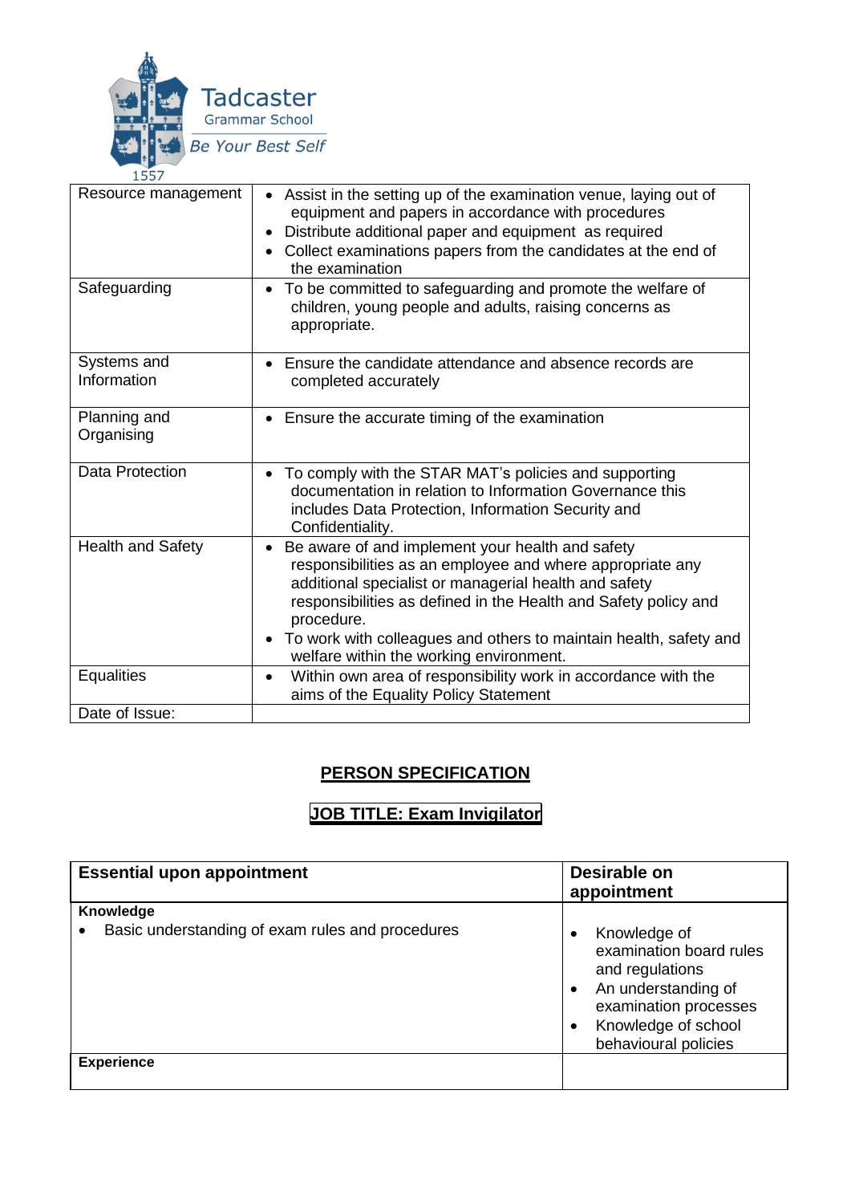Tadcaster Grammar School
Be Your Best Self
1557

| Resource management | • Assist in the setting up of the examination venue, laying out of equipment and papers in accordance with procedures<br>• Distribute additional paper and equipment as required<br>• Collect examinations papers from the candidates at the end of the examination |
|---|---|
| Safeguarding | • To be committed to safeguarding and promote the welfare of children, young people and adults, raising concerns as appropriate. |
| Systems and Information | • Ensure the candidate attendance and absence records are completed accurately |
| Planning and Organising | • Ensure the accurate timing of the examination |
| Data Protection | • To comply with the STAR MAT's policies and supporting documentation in relation to Information Governance this includes Data Protection, Information Security and Confidentiality. |
| Health and Safety | • Be aware of and implement your health and safety responsibilities as an employee and where appropriate any additional specialist or managerial health and safety responsibilities as defined in the Health and Safety policy and procedure.<br>• To work with colleagues and others to maintain health, safety and welfare within the working environment. |
| Equalities | • Within own area of responsibility work in accordance with the aims of the Equality Policy Statement |
| Date of Issue: | |

## PERSON SPECIFICATION

## JOB TITLE: Exam Invigilator

| Essential upon appointment | Desirable on appointment |
|---|---|
| **Knowledge**<br>• Basic understanding of exam rules and procedures | • Knowledge of examination board rules and regulations<br>• An understanding of examination processes<br>• Knowledge of school behavioural policies |
| **Experience** | |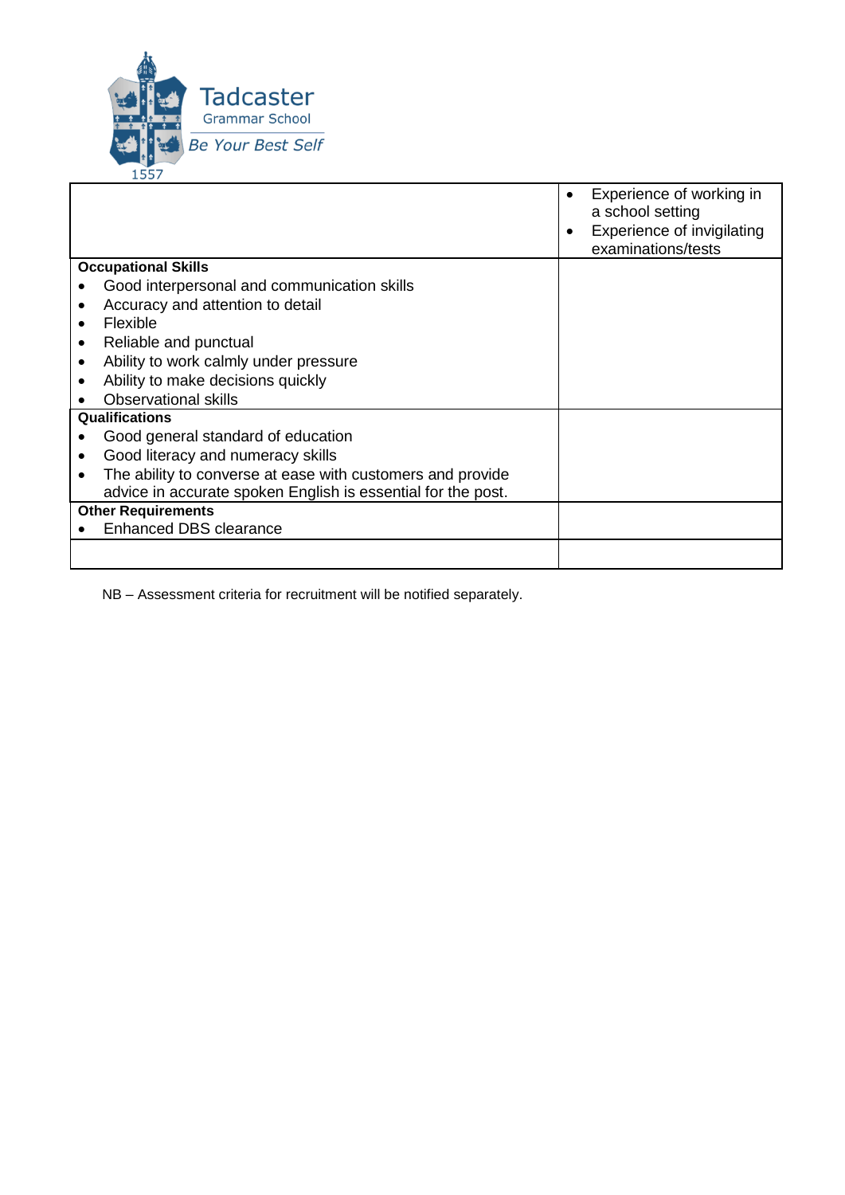| | |
|---|---|
| | • Experience of working in a school setting<br>• Experience of invigilating examinations/tests |
| **Occupational Skills**<br>• Good interpersonal and communication skills<br>• Accuracy and attention to detail<br>• Flexible<br>• Reliable and punctual<br>• Ability to work calmly under pressure<br>• Ability to make decisions quickly<br>• Observational skills | |
| **Qualifications**<br>• Good general standard of education<br>• Good literacy and numeracy skills<br>• The ability to converse at ease with customers and provide advice in accurate spoken English is essential for the post. | |
| **Other Requirements**<br>• Enhanced DBS clearance | |
| | |

NB – Assessment criteria for recruitment will be notified separately.